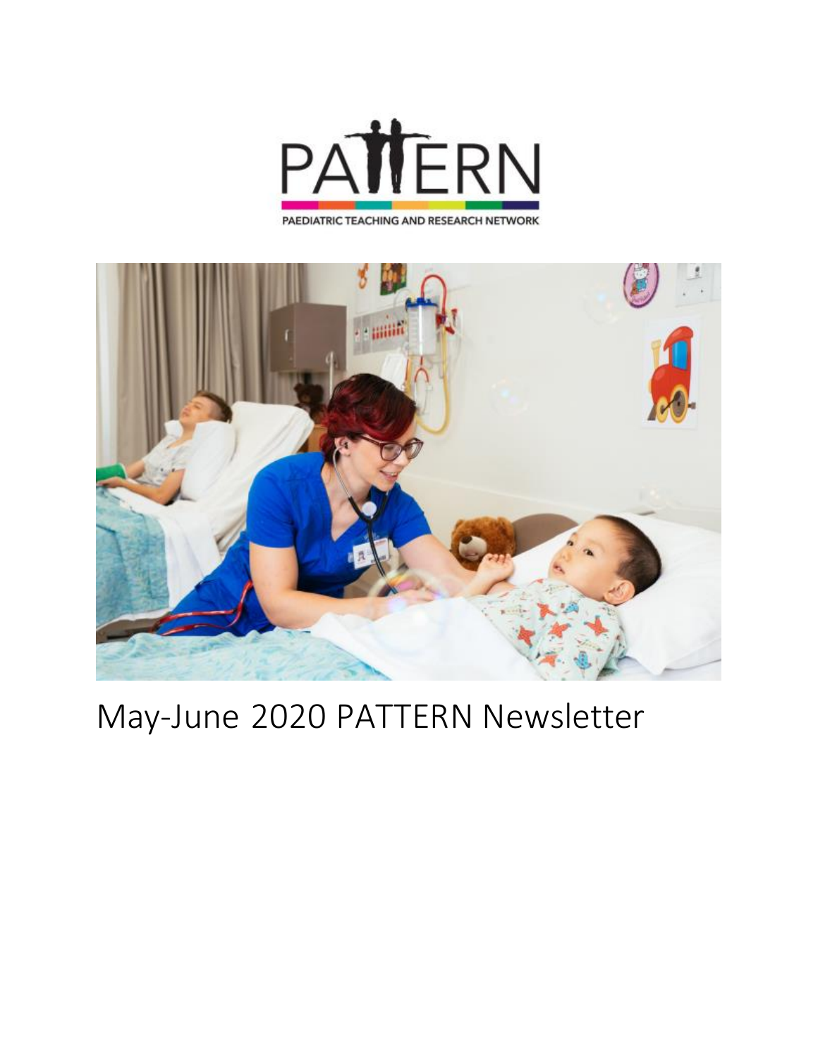PATTERN

PAEDIATRIC TEACHING AND RESEARCH NETWORK

# May-June 2020 PATTERN Newsletter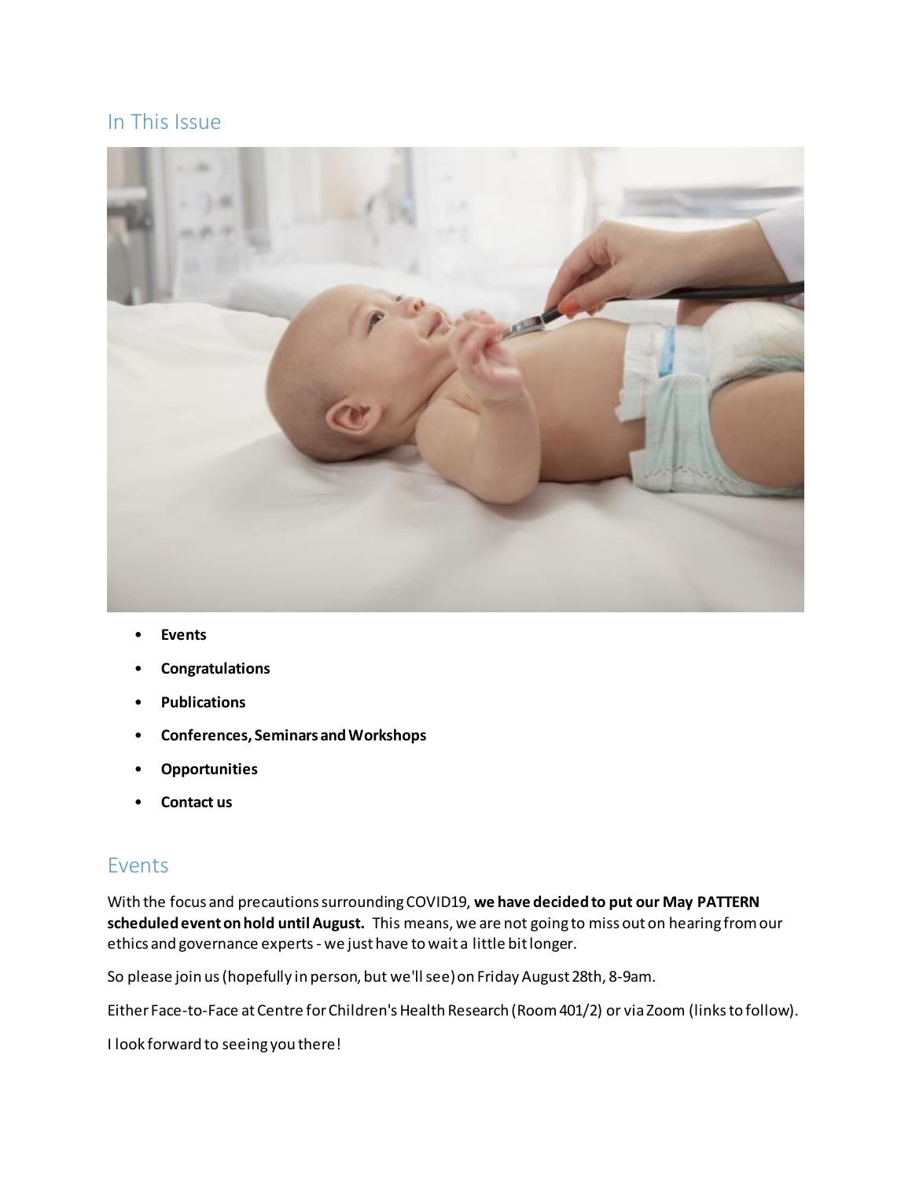## In This Issue

- **Events**
- **Congratulations**
- **Publications**
- **Conferences, Seminars and Workshops**
- **Opportunities**
- **Contact us**

## Events

With the focus and precautions surrounding COVID19, **we have decided to put our May PATTERN scheduled event on hold until August.** This means, we are not going to miss out on hearing from our ethics and governance experts - we just have to wait a little bit longer.

So please join us (hopefully in person, but we'll see) on Friday August 28th, 8-9am.

Either Face-to-Face at Centre for Children's Health Research (Room 401/2) or via Zoom (links to follow).

I look forward to seeing you there!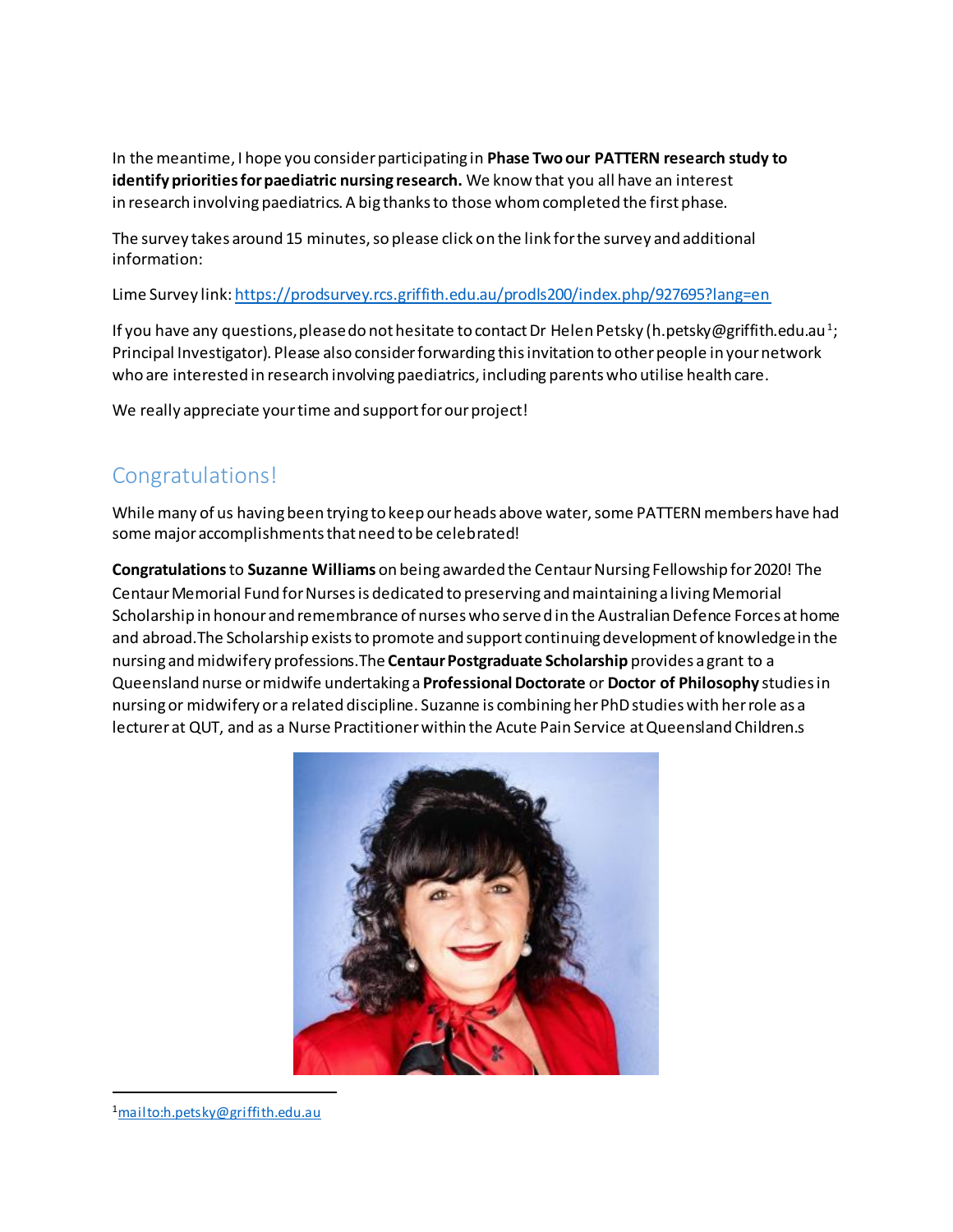In the meantime, I hope you consider participating in **Phase Two our PATTERN research study to identify priorities for paediatric nursing research.** We know that you all have an interest in research involving paediatrics. A big thanks to those whom completed the first phase.

The survey takes around 15 minutes, so please click on the link for the survey and additional information:

Lime Survey link: https://prodsurvey.rcs.griffith.edu.au/prodls200/index.php/927695?lang=en

If you have any questions, please do not hesitate to contact Dr Helen Petsky (h.petsky@griffith.edu.au[1]; Principal Investigator). Please also consider forwarding this invitation to other people in your network who are interested in research involving paediatrics, including parents who utilise health care.

We really appreciate your time and support for our project!

## Congratulations!

While many of us having been trying to keep our heads above water, some PATTERN members have had some major accomplishments that need to be celebrated!

**Congratulations** to **Suzanne Williams** on being awarded the Centaur Nursing Fellowship for 2020! The Centaur Memorial Fund for Nurses is dedicated to preserving and maintaining a living Memorial Scholarship in honour and remembrance of nurses who served in the Australian Defence Forces at home and abroad.The Scholarship exists to promote and support continuing development of knowledge in the nursing and midwifery professions.The **Centaur Postgraduate Scholarship** provides a grant to a Queensland nurse or midwife undertaking a **Professional Doctorate** or **Doctor of Philosophy** studies in nursing or midwifery or a related discipline. Suzanne is combining her PhD studies with her role as a lecturer at QUT, and as a Nurse Practitioner within the Acute Pain Service at Queensland Children.s

[1] mailto:h.petsky@griffith.edu.au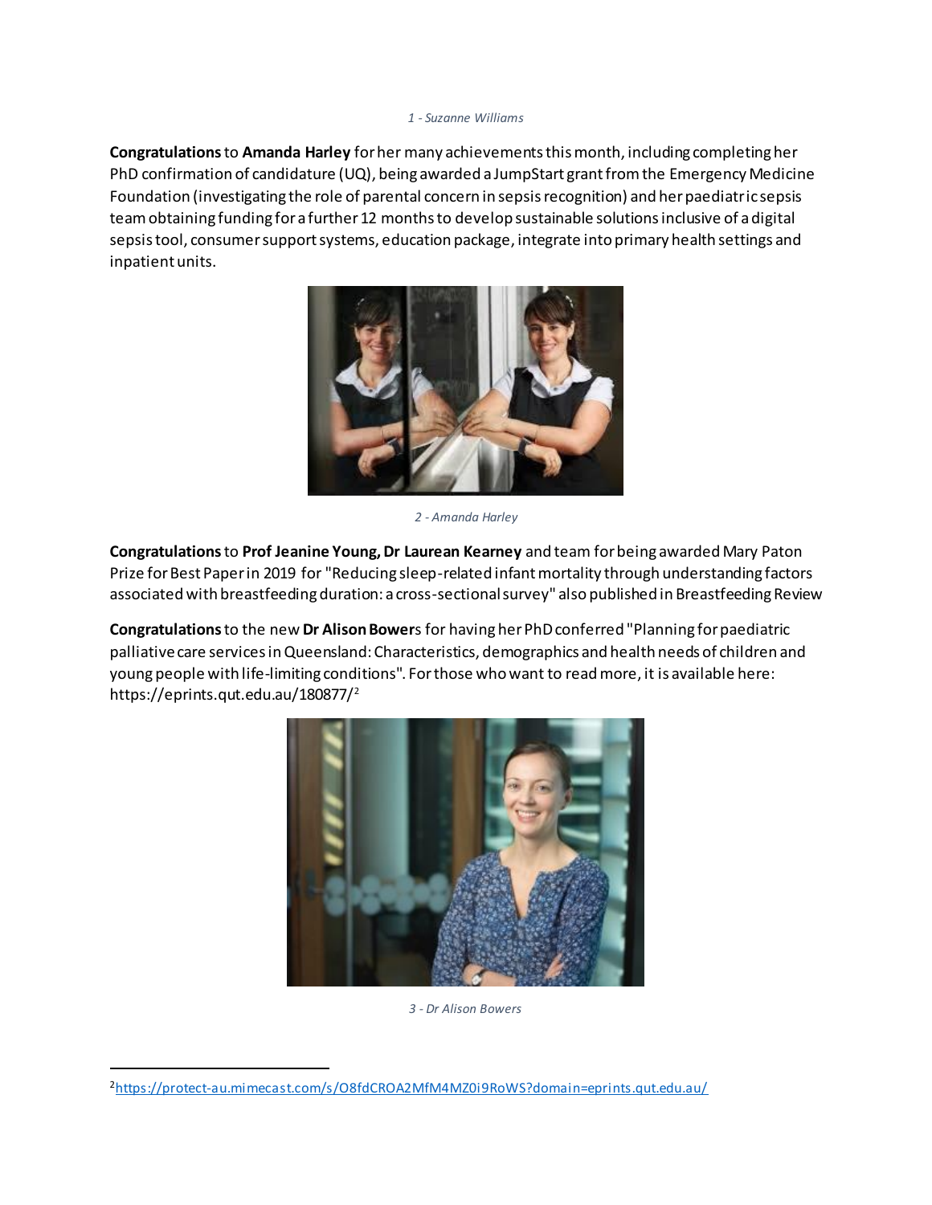*1 - Suzanne Williams*

**Congratulations** to **Amanda Harley** for her many achievements this month, including completing her PhD confirmation of candidature (UQ), being awarded a JumpStart grant from the Emergency Medicine Foundation (investigating the role of parental concern in sepsis recognition) and her paediatric sepsis team obtaining funding for a further 12 months to develop sustainable solutions inclusive of a digital sepsis tool, consumer support systems, education package, integrate into primary health settings and inpatient units.

*2 - Amanda Harley*

**Congratulations** to **Prof Jeanine Young, Dr Laurean Kearney** and team for being awarded Mary Paton Prize for Best Paper in 2019 for "Reducing sleep-related infant mortality through understanding factors associated with breastfeeding duration: a cross-sectional survey" also published in Breastfeeding Review

**Congratulations** to the new **Dr Alison Bower**s for having her PhD conferred "Planning for paediatric palliative care services in Queensland: Characteristics, demographics and health needs of children and young people with life-limiting conditions". For those who want to read more, it is available here: https://eprints.qut.edu.au/180877/[2]

*3 - Dr Alison Bowers*

[2] https://protect-au.mimecast.com/s/O8fdCROA2MfM4MZ0i9RoWS?domain=eprints.qut.edu.au/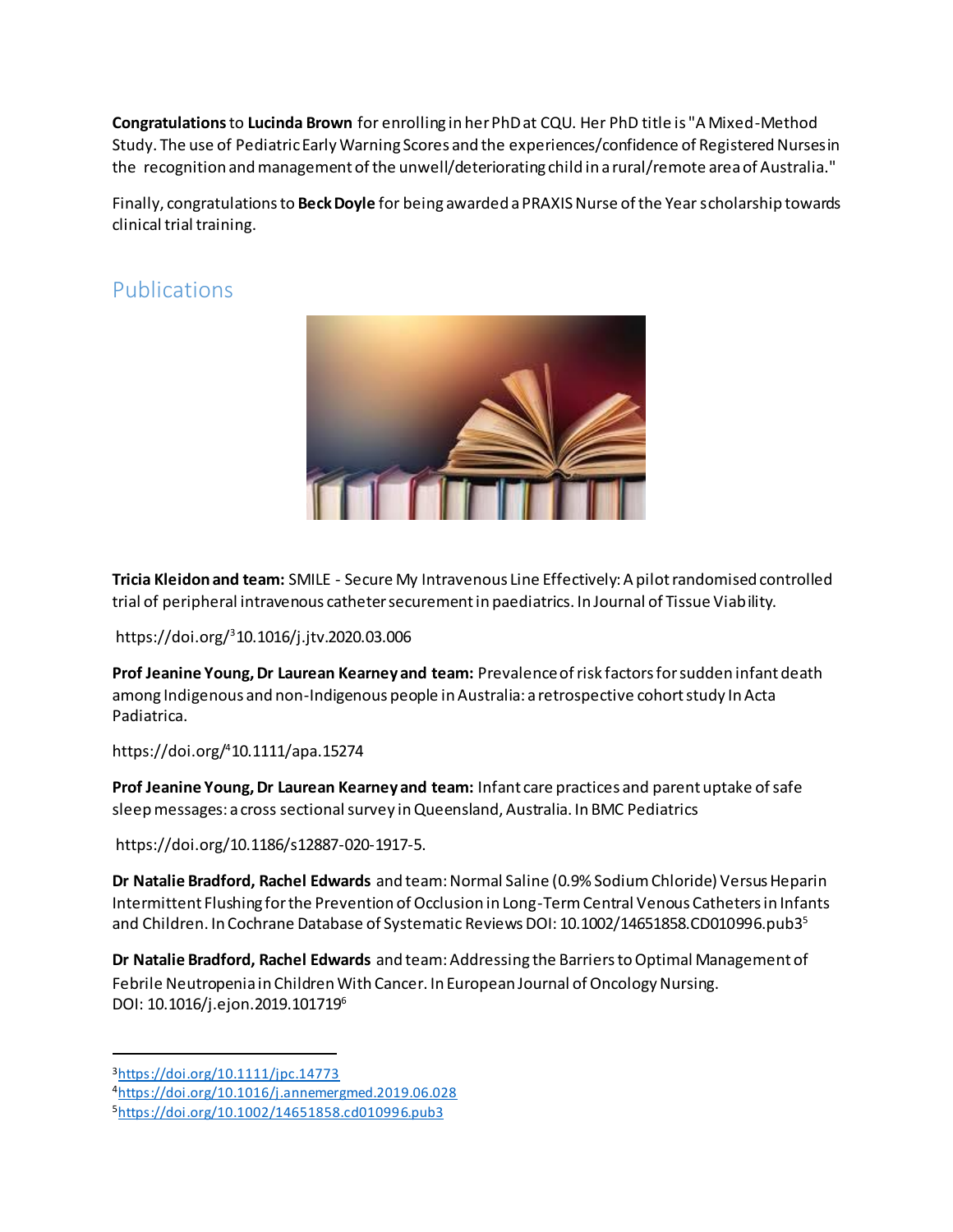**Congratulations** to **Lucinda Brown** for enrolling in her PhD at CQU. Her PhD title is "A Mixed-Method Study. The use of Pediatric Early Warning Scores and the experiences/confidence of Registered Nurses in the recognition and management of the unwell/deteriorating child in a rural/remote area of Australia."

Finally, congratulations to **Beck Doyle** for being awarded a PRAXIS Nurse of the Year scholarship towards clinical trial training.

## Publications

**Tricia Kleidon and team:** SMILE - Secure My Intravenous Line Effectively: A pilot randomised controlled trial of peripheral intravenous catheter securement in paediatrics. In Journal of Tissue Viability.

https://doi.org/[3]10.1016/j.jtv.2020.03.006

**Prof Jeanine Young, Dr Laurean Kearney and team:** Prevalence of risk factors for sudden infant death among Indigenous and non-Indigenous people in Australia: a retrospective cohort study In Acta Padiatrica.

https://doi.org/[4]10.1111/apa.15274

**Prof Jeanine Young, Dr Laurean Kearney and team:** Infant care practices and parent uptake of safe sleep messages: a cross sectional survey in Queensland, Australia. In BMC Pediatrics

https://doi.org/10.1186/s12887-020-1917-5.

**Dr Natalie Bradford, Rachel Edwards** and team: Normal Saline (0.9% Sodium Chloride) Versus Heparin Intermittent Flushing for the Prevention of Occlusion in Long-Term Central Venous Catheters in Infants and Children. In Cochrane Database of Systematic Reviews DOI: 10.1002/14651858.CD010996.pub3[5]

**Dr Natalie Bradford, Rachel Edwards** and team: Addressing the Barriers to Optimal Management of Febrile Neutropenia in Children With Cancer. In European Journal of Oncology Nursing. DOI: 10.1016/j.ejon.2019.101719[6]

---

[3] https://doi.org/10.1111/jpc.14773

[4] https://doi.org/10.1016/j.annemergmed.2019.06.028

[5] https://doi.org/10.1002/14651858.cd010996.pub3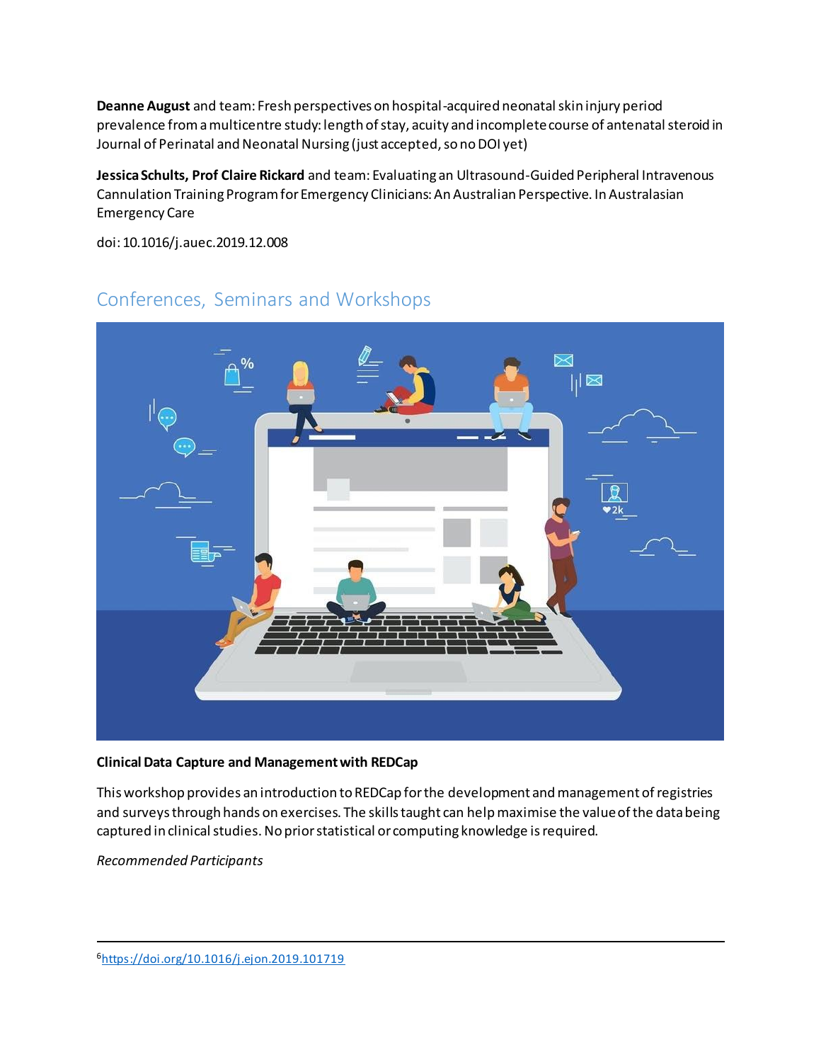**Deanne August** and team: Fresh perspectives on hospital-acquired neonatal skin injury period prevalence from a multicentre study: length of stay, acuity and incomplete course of antenatal steroid in Journal of Perinatal and Neonatal Nursing (just accepted, so no DOI yet)

**Jessica Schults, Prof Claire Rickard** and team: Evaluating an Ultrasound-Guided Peripheral Intravenous Cannulation Training Program for Emergency Clinicians: An Australian Perspective. In Australasian Emergency Care

doi: 10.1016/j.auec.2019.12.008

## Conferences, Seminars and Workshops

**Clinical Data Capture and Management with REDCap**

This workshop provides an introduction to REDCap for the development and management of registries and surveys through hands on exercises. The skills taught can help maximise the value of the data being captured in clinical studies. No prior statistical or computing knowledge is required.

*Recommended Participants*

---

[6] https://doi.org/10.1016/j.ejon.2019.101719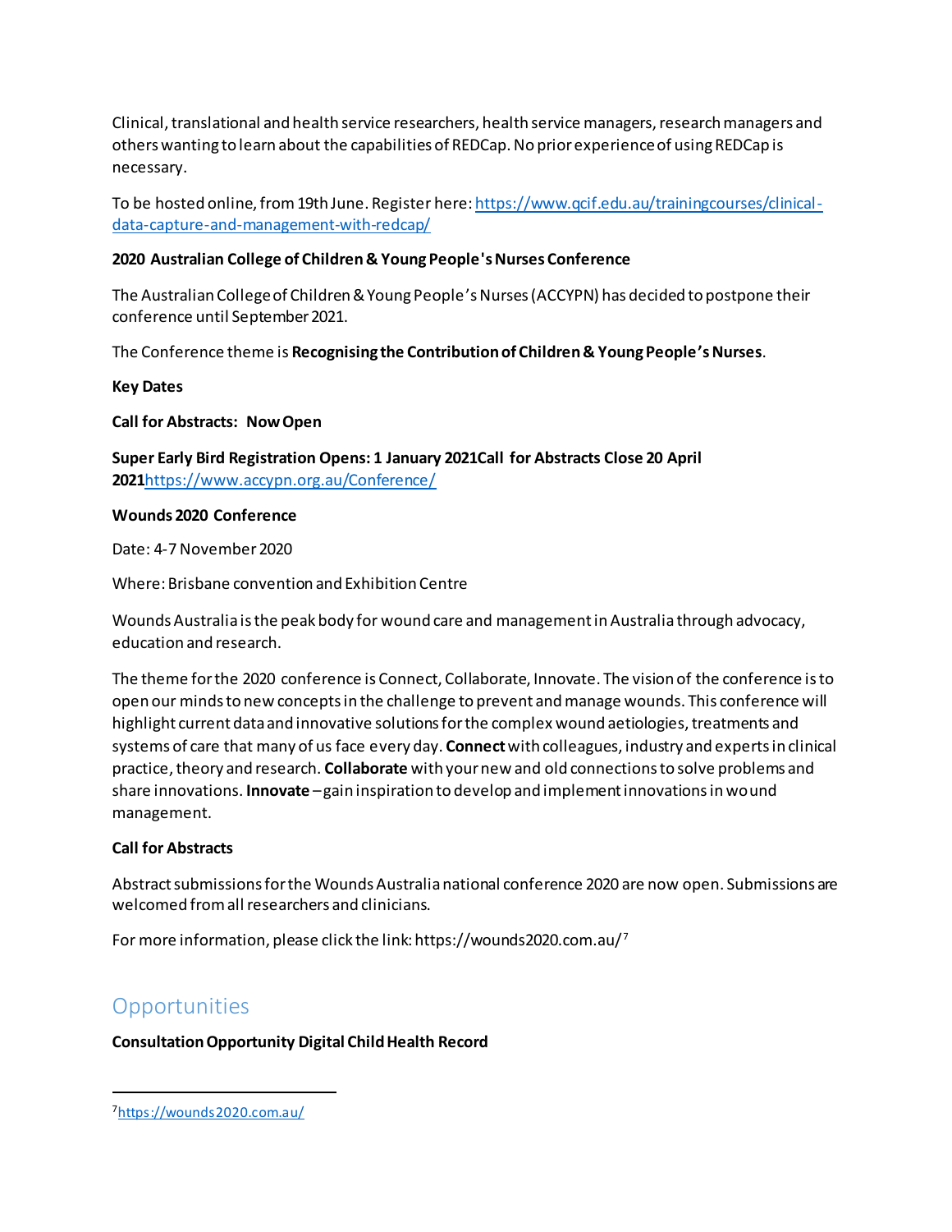Clinical, translational and health service researchers, health service managers, research managers and others wanting to learn about the capabilities of REDCap. No prior experience of using REDCap is necessary.

To be hosted online, from 19th June. Register here: [https://www.qcif.edu.au/trainingcourses/clinical-data-capture-and-management-with-redcap/](https://www.qcif.edu.au/trainingcourses/clinical-data-capture-and-management-with-redcap/)

**2020 Australian College of Children & Young People's Nurses Conference**

The Australian College of Children & Young People's Nurses (ACCYPN) has decided to postpone their conference until September 2021.

The Conference theme is **Recognising the Contribution of Children & Young People's Nurses**.

**Key Dates**

**Call for Abstracts: Now Open**

**Super Early Bird Registration Opens: 1 January 2021Call for Abstracts Close 20 April 2021**[https://www.accypn.org.au/Conference/](https://www.accypn.org.au/Conference/)

**Wounds 2020 Conference**

Date: 4-7 November 2020

Where: Brisbane convention and Exhibition Centre

Wounds Australia is the peak body for wound care and management in Australia through advocacy, education and research.

The theme for the 2020 conference is Connect, Collaborate, Innovate. The vision of the conference is to open our minds to new concepts in the challenge to prevent and manage wounds. This conference will highlight current data and innovative solutions for the complex wound aetiologies, treatments and systems of care that many of us face every day. **Connect** with colleagues, industry and experts in clinical practice, theory and research. **Collaborate** with your new and old connections to solve problems and share innovations. **Innovate** – gain inspiration to develop and implement innovations in wound management.

**Call for Abstracts**

Abstract submissions for the Wounds Australia national conference 2020 are now open. Submissions are welcomed from all researchers and clinicians.

For more information, please click the link: https://wounds2020.com.au/[7]

## Opportunities

**Consultation Opportunity Digital Child Health Record**

---

[7] [https://wounds2020.com.au/](https://wounds2020.com.au/)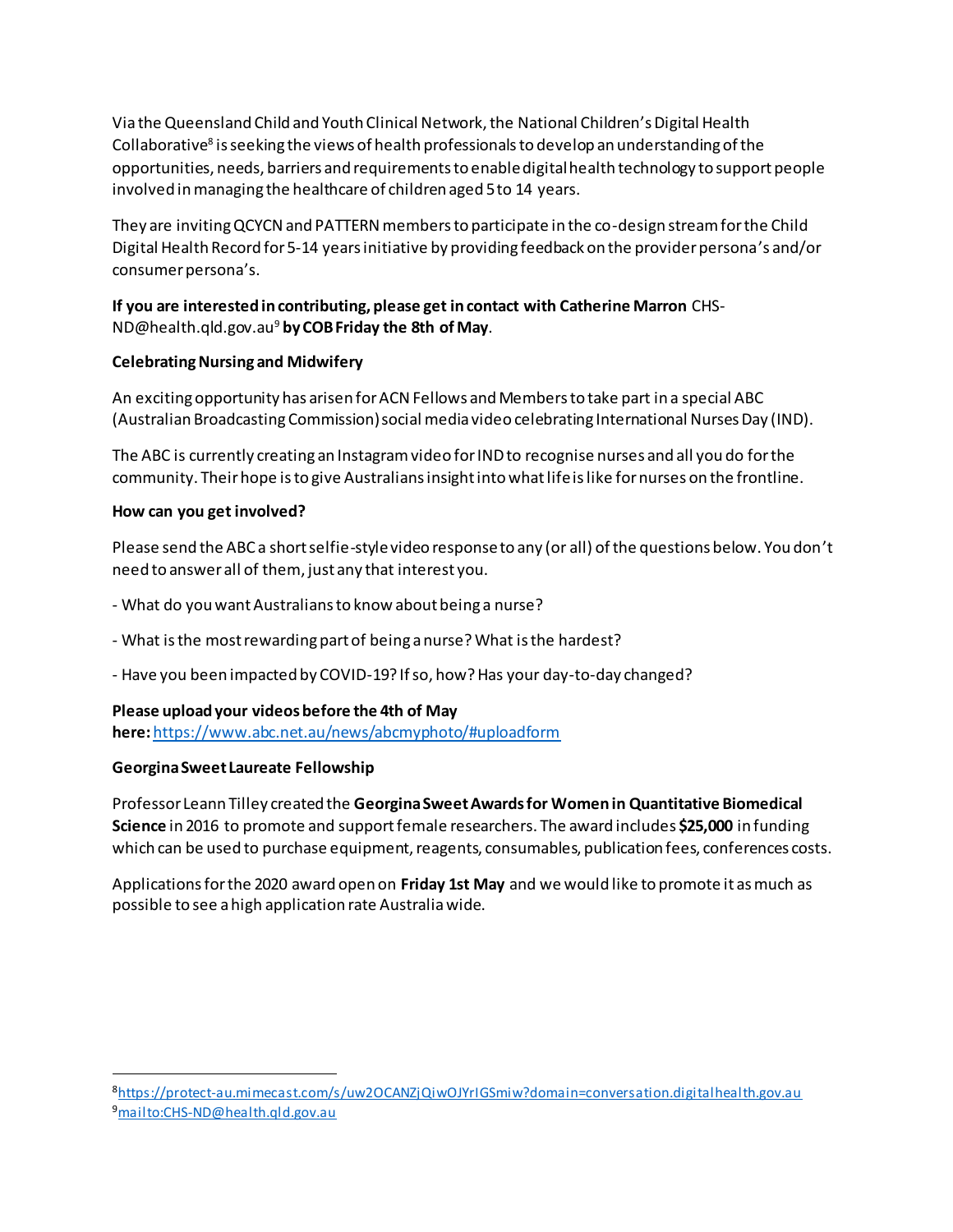Via the Queensland Child and Youth Clinical Network, the National Children's Digital Health Collaborative[8] is seeking the views of health professionals to develop an understanding of the opportunities, needs, barriers and requirements to enable digital health technology to support people involved in managing the healthcare of children aged 5 to 14 years.

They are inviting QCYCN and PATTERN members to participate in the co-design stream for the Child Digital Health Record for 5-14 years initiative by providing feedback on the provider persona's and/or consumer persona's.

**If you are interested in contributing, please get in contact with Catherine Marron** CHS-ND@health.qld.gov.au[9] **by COB Friday the 8th of May**.

**Celebrating Nursing and Midwifery**

An exciting opportunity has arisen for ACN Fellows and Members to take part in a special ABC (Australian Broadcasting Commission) social media video celebrating International Nurses Day (IND).

The ABC is currently creating an Instagram video for IND to recognise nurses and all you do for the community. Their hope is to give Australians insight into what life is like for nurses on the frontline.

**How can you get involved?**

Please send the ABC a short selfie-style video response to any (or all) of the questions below. You don't need to answer all of them, just any that interest you.

- What do you want Australians to know about being a nurse?

- What is the most rewarding part of being a nurse? What is the hardest?

- Have you been impacted by COVID-19? If so, how? Has your day-to-day changed?

**Please upload your videos before the 4th of May here:** https://www.abc.net.au/news/abcmyphoto/#uploadform

**Georgina Sweet Laureate Fellowship**

Professor Leann Tilley created the **Georgina Sweet Awards for Women in Quantitative Biomedical Science** in 2016 to promote and support female researchers. The award includes **$25,000** in funding which can be used to purchase equipment, reagents, consumables, publication fees, conferences costs.

Applications for the 2020 award open on **Friday 1st May** and we would like to promote it as much as possible to see a high application rate Australia wide.

---

[8] https://protect-au.mimecast.com/s/uw2OCANZjQiwOJYrIGSmiw?domain=conversation.digitalhealth.gov.au

[9] mailto:CHS-ND@health.qld.gov.au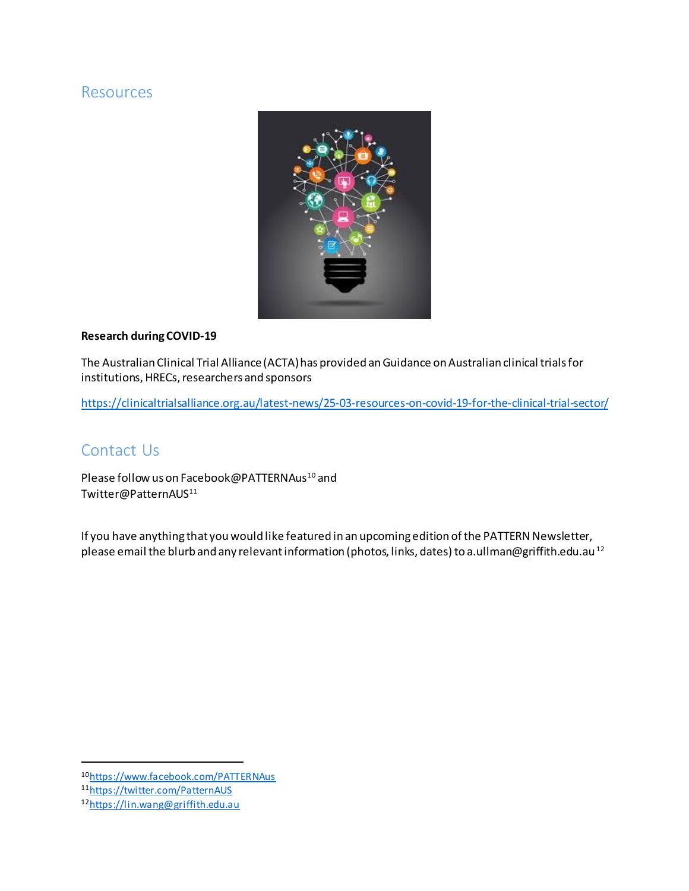## Resources

**Research during COVID-19**

The Australian Clinical Trial Alliance (ACTA) has provided an Guidance on Australian clinical trials for institutions, HRECs, researchers and sponsors

https://clinicaltrialsalliance.org.au/latest-news/25-03-resources-on-covid-19-for-the-clinical-trial-sector/

## Contact Us

Please follow us on Facebook@PATTERNAus[10] and Twitter@PatternAUS[11]

If you have anything that you would like featured in an upcoming edition of the PATTERN Newsletter, please email the blurb and any relevant information (photos, links, dates) to a.ullman@griffith.edu.au[12]

---

[10] https://www.facebook.com/PATTERNAus
[11] https://twitter.com/PatternAUS
[12] https://lin.wang@griffith.edu.au